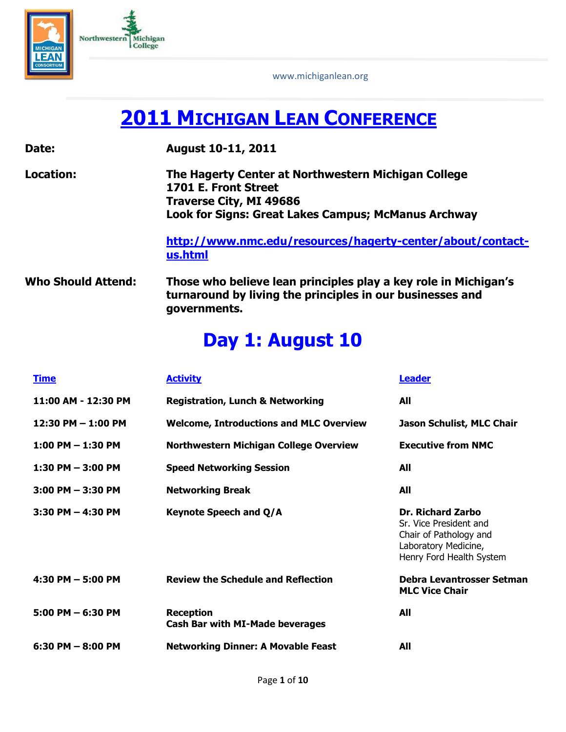www.michiganlean.org

# 2011 MICHIGAN LEAN CONFERENCE

**Date:** **August 10-11, 2011**

**Location:** **The Hagerty Center at Northwestern Michigan College**
**1701 E. Front Street**
**Traverse City, MI 49686**
**Look for Signs: Great Lakes Campus; McManus Archway**

**http://www.nmc.edu/resources/hagerty-center/about/contact-us.html**

**Who Should Attend:** **Those who believe lean principles play a key role in Michigan's turnaround by living the principles in our businesses and governments.**

## Day 1: August 10

| Time | Activity | Leader |
|---|---|---|
| **11:00 AM - 12:30 PM** | **Registration, Lunch & Networking** | **All** |
| **12:30 PM – 1:00 PM** | **Welcome, Introductions and MLC Overview** | **Jason Schulist, MLC Chair** |
| **1:00 PM – 1:30 PM** | **Northwestern Michigan College Overview** | **Executive from NMC** |
| **1:30 PM – 3:00 PM** | **Speed Networking Session** | **All** |
| **3:00 PM – 3:30 PM** | **Networking Break** | **All** |
| **3:30 PM – 4:30 PM** | **Keynote Speech and Q/A** | **Dr. Richard Zarbo** Sr. Vice President and Chair of Pathology and Laboratory Medicine, Henry Ford Health System |
| **4:30 PM – 5:00 PM** | **Review the Schedule and Reflection** | **Debra Levantrosser Setman MLC Vice Chair** |
| **5:00 PM – 6:30 PM** | **Reception** **Cash Bar with MI-Made beverages** | **All** |
| **6:30 PM – 8:00 PM** | **Networking Dinner: A Movable Feast** | **All** |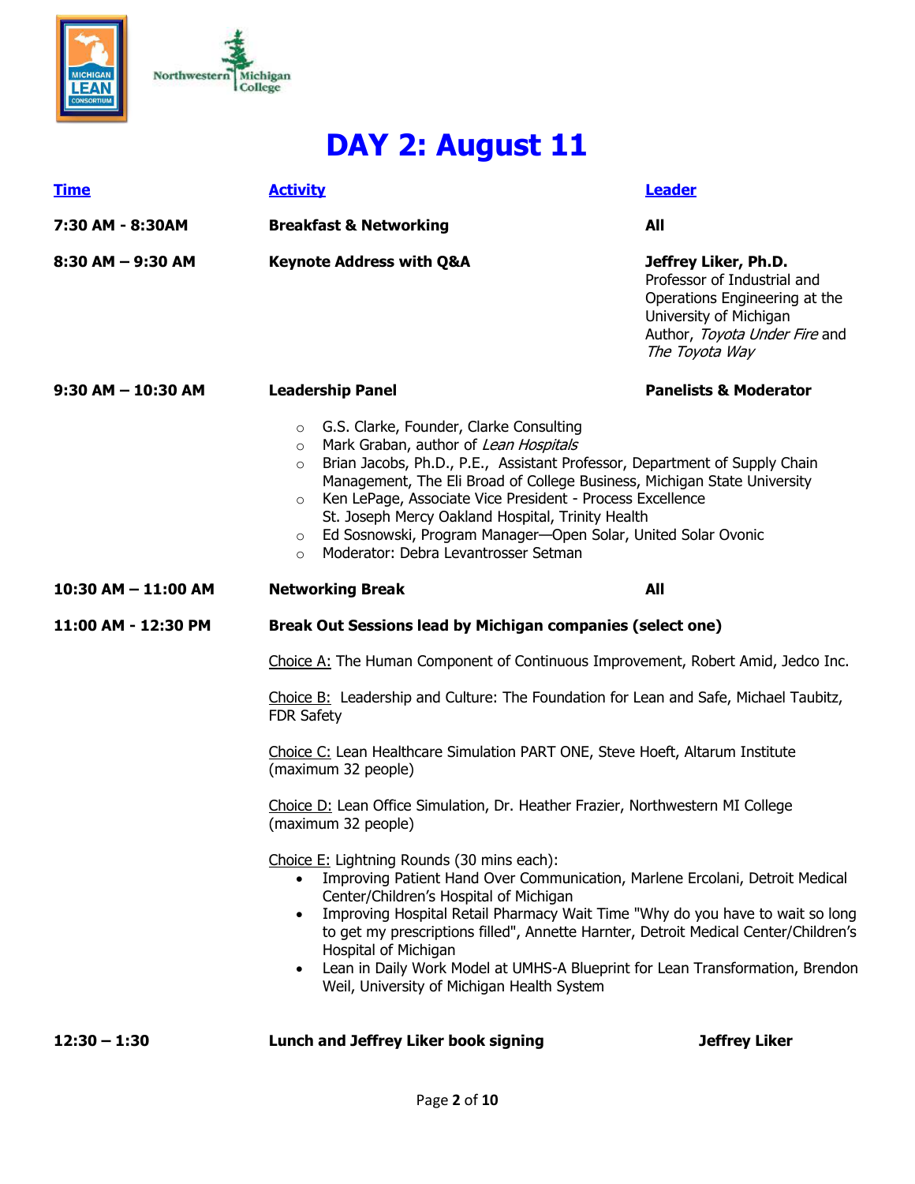# DAY 2: August 11

| Time | Activity | Leader |
|---|---|---|
| **7:30 AM - 8:30AM** | **Breakfast & Networking** | **All** |
| **8:30 AM – 9:30 AM** | **Keynote Address with Q&A** | **Jeffrey Liker, Ph.D.** Professor of Industrial and Operations Engineering at the University of Michigan Author, *Toyota Under Fire* and *The Toyota Way* |
| **9:30 AM – 10:30 AM** | **Leadership Panel** | **Panelists & Moderator** |

- G.S. Clarke, Founder, Clarke Consulting
- Mark Graban, author of *Lean Hospitals*
- Brian Jacobs, Ph.D., P.E., Assistant Professor, Department of Supply Chain Management, The Eli Broad of College Business, Michigan State University
- Ken LePage, Associate Vice President - Process Excellence St. Joseph Mercy Oakland Hospital, Trinity Health
- Ed Sosnowski, Program Manager—Open Solar, United Solar Ovonic
- Moderator: Debra Levantrosser Setman

| | | |
|---|---|---|
| **10:30 AM – 11:00 AM** | **Networking Break** | **All** |
| **11:00 AM - 12:30 PM** | **Break Out Sessions lead by Michigan companies (select one)** | |

Choice A: The Human Component of Continuous Improvement, Robert Amid, Jedco Inc.

Choice B: Leadership and Culture: The Foundation for Lean and Safe, Michael Taubitz, FDR Safety

Choice C: Lean Healthcare Simulation PART ONE, Steve Hoeft, Altarum Institute (maximum 32 people)

Choice D: Lean Office Simulation, Dr. Heather Frazier, Northwestern MI College (maximum 32 people)

Choice E: Lightning Rounds (30 mins each):

- Improving Patient Hand Over Communication, Marlene Ercolani, Detroit Medical Center/Children's Hospital of Michigan
- Improving Hospital Retail Pharmacy Wait Time "Why do you have to wait so long to get my prescriptions filled", Annette Harnter, Detroit Medical Center/Children's Hospital of Michigan
- Lean in Daily Work Model at UMHS-A Blueprint for Lean Transformation, Brendon Weil, University of Michigan Health System

| | | |
|---|---|---|
| **12:30 – 1:30** | **Lunch and Jeffrey Liker book signing** | **Jeffrey Liker** |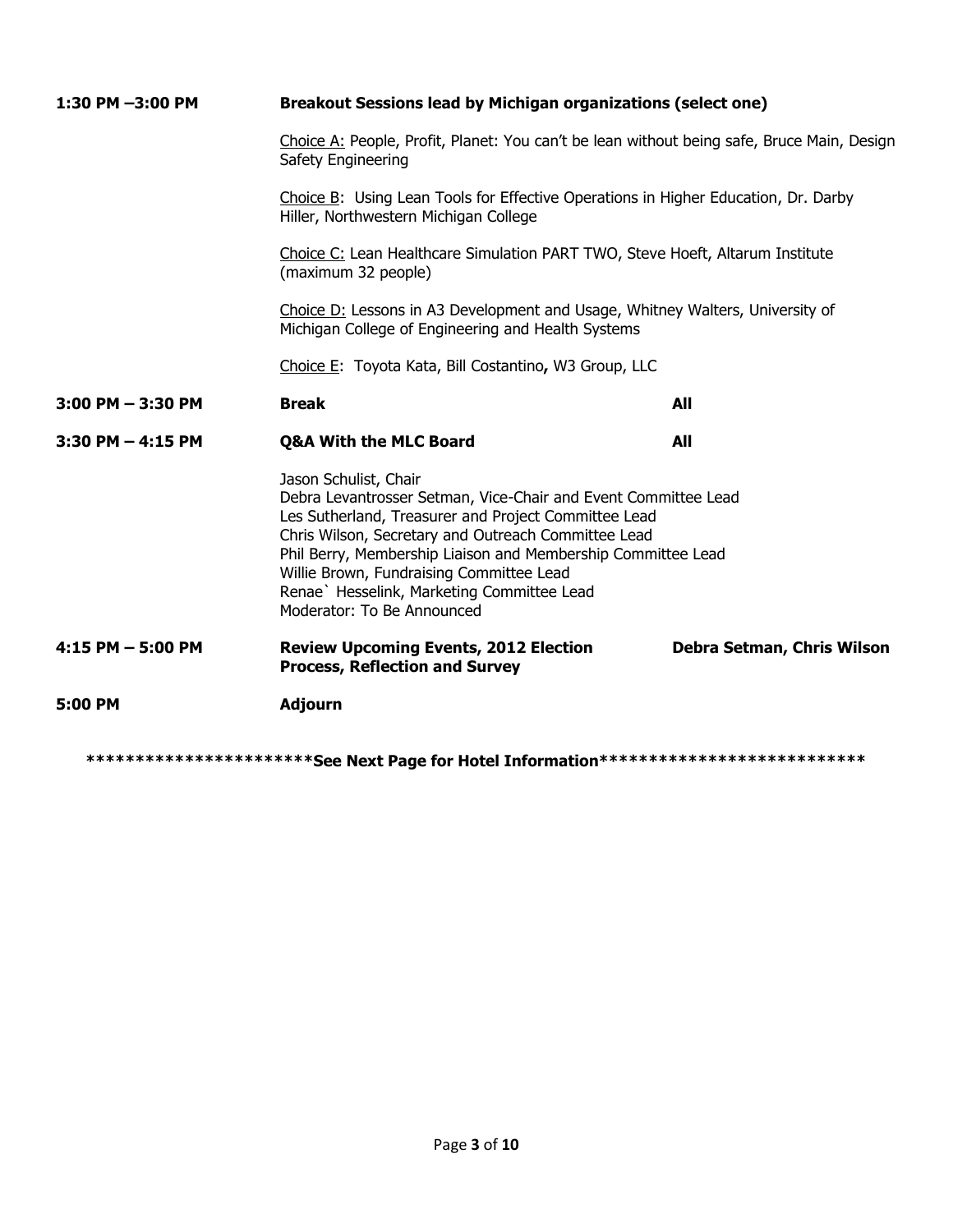| | | |
|---|---|---|
| **1:30 PM –3:00 PM** | **Breakout Sessions lead by Michigan organizations (select one)** | |
| | Choice A: People, Profit, Planet: You can't be lean without being safe, Bruce Main, Design Safety Engineering | |
| | Choice B: Using Lean Tools for Effective Operations in Higher Education, Dr. Darby Hiller, Northwestern Michigan College | |
| | Choice C: Lean Healthcare Simulation PART TWO, Steve Hoeft, Altarum Institute (maximum 32 people) | |
| | Choice D: Lessons in A3 Development and Usage, Whitney Walters, University of Michigan College of Engineering and Health Systems | |
| | Choice E: Toyota Kata, Bill Costantino**,** W3 Group, LLC | |
| **3:00 PM – 3:30 PM** | **Break** | **All** |
| **3:30 PM – 4:15 PM** | **Q&A With the MLC Board** | **All** |
| | Jason Schulist, Chair<br>Debra Levantrosser Setman, Vice-Chair and Event Committee Lead<br>Les Sutherland, Treasurer and Project Committee Lead<br>Chris Wilson, Secretary and Outreach Committee Lead<br>Phil Berry, Membership Liaison and Membership Committee Lead<br>Willie Brown, Fundraising Committee Lead<br>Renae` Hesselink, Marketing Committee Lead<br>Moderator: To Be Announced | |
| **4:15 PM – 5:00 PM** | **Review Upcoming Events, 2012 Election Process, Reflection and Survey** | **Debra Setman, Chris Wilson** |
| **5:00 PM** | **Adjourn** | |

**************************See Next Page for Hotel Information***************************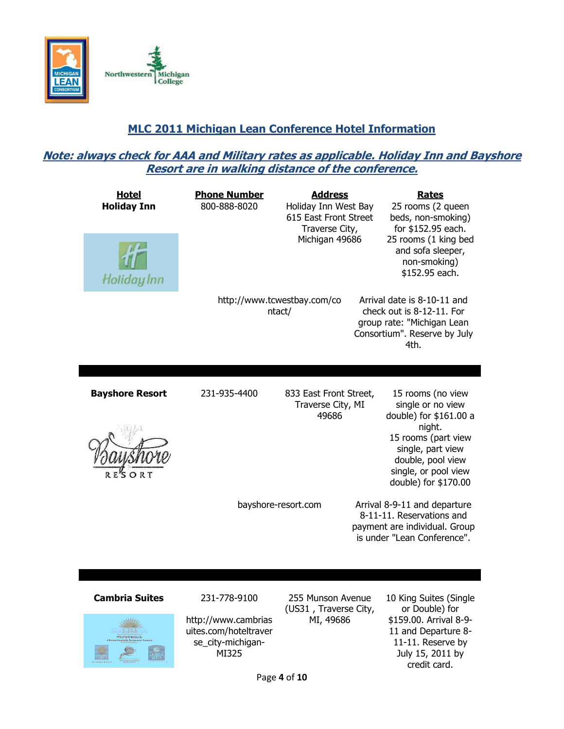## MLC 2011 Michigan Lean Conference Hotel Information

***Note: always check for AAA and Military rates as applicable. Holiday Inn and Bayshore Resort are in walking distance of the conference.***

| Hotel | Phone Number | Address | Rates |
|---|---|---|---|
| **Holiday Inn** | 800-888-8020 | Holiday Inn West Bay 615 East Front Street Traverse City, Michigan 49686 | 25 rooms (2 queen beds, non-smoking) for $152.95 each. 25 rooms (1 king bed and sofa sleeper, non-smoking) $152.95 each. |
| | http://www.tcwestbay.com/contact/ | | Arrival date is 8-10-11 and check out is 8-12-11. For group rate: "Michigan Lean Consortium". Reserve by July 4th. |
| **Bayshore Resort** | 231-935-4400 | 833 East Front Street, Traverse City, MI 49686 | 15 rooms (no view single or no view double) for $161.00 a night. 15 rooms (part view single, part view double, pool view single, or pool view double) for $170.00 |
| | bayshore-resort.com | | Arrival 8-9-11 and departure 8-11-11. Reservations and payment are individual. Group is under "Lean Conference". |
| **Cambria Suites** | 231-778-9100 http://www.cambriasuites.com/hoteltraverse_city-michigan-MI325 | 255 Munson Avenue (US31 , Traverse City, MI, 49686 | 10 King Suites (Single or Double) for $159.00. Arrival 8-9-11 and Departure 8-11-11. Reserve by July 15, 2011 by credit card. |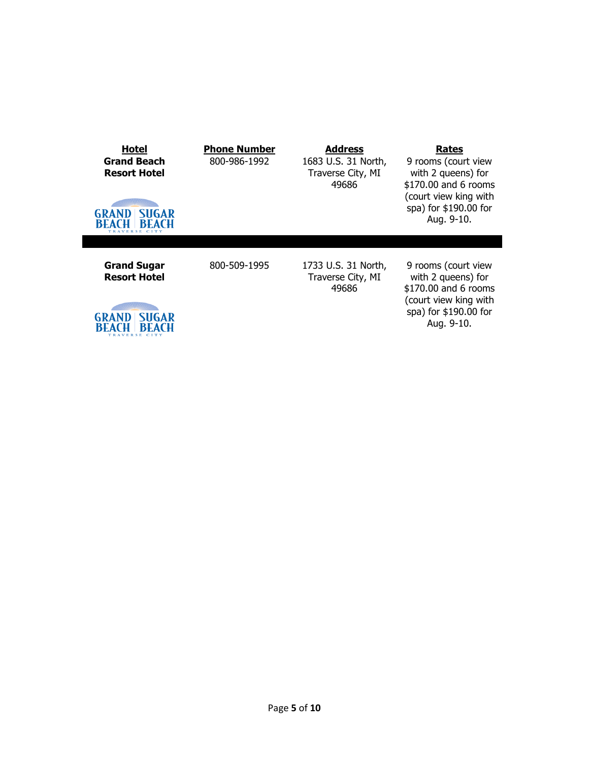| Hotel | Phone Number | Address | Rates |
|---|---|---|---|
| **Grand Beach Resort Hotel** | 800-986-1992 | 1683 U.S. 31 North, Traverse City, MI 49686 | 9 rooms (court view with 2 queens) for $170.00 and 6 rooms (court view king with spa) for $190.00 for Aug. 9-10. |
| **Grand Sugar Resort Hotel** | 800-509-1995 | 1733 U.S. 31 North, Traverse City, MI 49686 | 9 rooms (court view with 2 queens) for $170.00 and 6 rooms (court view king with spa) for $190.00 for Aug. 9-10. |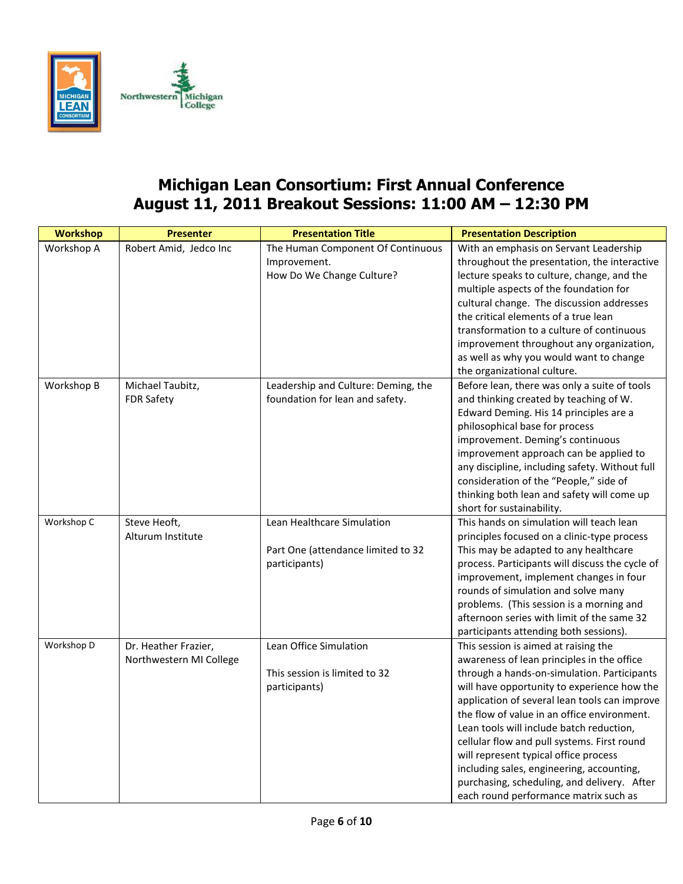# Michigan Lean Consortium: First Annual Conference
# August 11, 2011 Breakout Sessions: 11:00 AM – 12:30 PM

| Workshop | Presenter | Presentation Title | Presentation Description |
|---|---|---|---|
| Workshop A | Robert Amid, Jedco Inc | The Human Component Of Continuous Improvement. How Do We Change Culture? | With an emphasis on Servant Leadership throughout the presentation, the interactive lecture speaks to culture, change, and the multiple aspects of the foundation for cultural change. The discussion addresses the critical elements of a true lean transformation to a culture of continuous improvement throughout any organization, as well as why you would want to change the organizational culture. |
| Workshop B | Michael Taubitz, FDR Safety | Leadership and Culture: Deming, the foundation for lean and safety. | Before lean, there was only a suite of tools and thinking created by teaching of W. Edward Deming. His 14 principles are a philosophical base for process improvement. Deming's continuous improvement approach can be applied to any discipline, including safety. Without full consideration of the "People," side of thinking both lean and safety will come up short for sustainability. |
| Workshop C | Steve Heoft, Alturum Institute | Lean Healthcare Simulation<br><br>Part One (attendance limited to 32 participants) | This hands on simulation will teach lean principles focused on a clinic-type process This may be adapted to any healthcare process. Participants will discuss the cycle of improvement, implement changes in four rounds of simulation and solve many problems. (This session is a morning and afternoon series with limit of the same 32 participants attending both sessions). |
| Workshop D | Dr. Heather Frazier, Northwestern MI College | Lean Office Simulation<br><br>This session is limited to 32 participants) | This session is aimed at raising the awareness of lean principles in the office through a hands-on-simulation. Participants will have opportunity to experience how the application of several lean tools can improve the flow of value in an office environment. Lean tools will include batch reduction, cellular flow and pull systems. First round will represent typical office process including sales, engineering, accounting, purchasing, scheduling, and delivery. After each round performance matrix such as |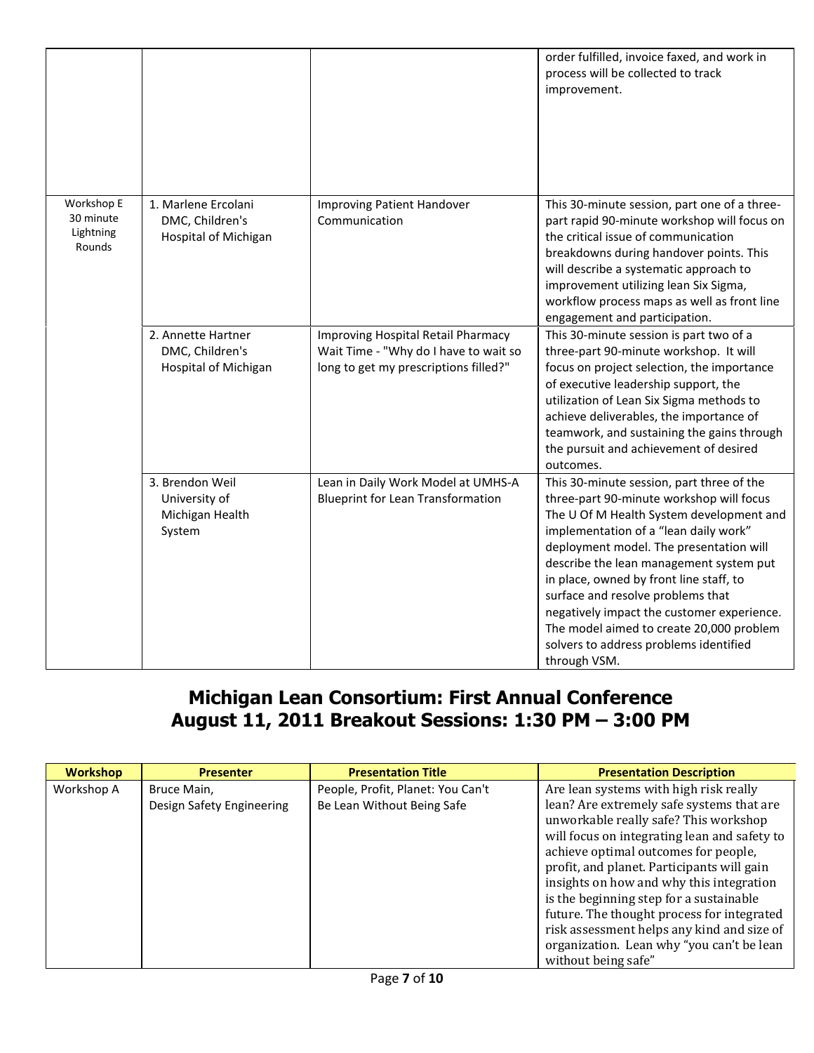| | | | |
|---|---|---|---|
| | | | order fulfilled, invoice faxed, and work in process will be collected to track improvement. |
| Workshop E 30 minute Lightning Rounds | 1. Marlene Ercolani DMC, Children's Hospital of Michigan | Improving Patient Handover Communication | This 30-minute session, part one of a three-part rapid 90-minute workshop will focus on the critical issue of communication breakdowns during handover points. This will describe a systematic approach to improvement utilizing lean Six Sigma, workflow process maps as well as front line engagement and participation. |
| | 2. Annette Hartner DMC, Children's Hospital of Michigan | Improving Hospital Retail Pharmacy Wait Time - "Why do I have to wait so long to get my prescriptions filled?" | This 30-minute session is part two of a three-part 90-minute workshop. It will focus on project selection, the importance of executive leadership support, the utilization of Lean Six Sigma methods to achieve deliverables, the importance of teamwork, and sustaining the gains through the pursuit and achievement of desired outcomes. |
| | 3. Brendon Weil University of Michigan Health System | Lean in Daily Work Model at UMHS-A Blueprint for Lean Transformation | This 30-minute session, part three of the three-part 90-minute workshop will focus The U Of M Health System development and implementation of a "lean daily work" deployment model. The presentation will describe the lean management system put in place, owned by front line staff, to surface and resolve problems that negatively impact the customer experience. The model aimed to create 20,000 problem solvers to address problems identified through VSM. |

# Michigan Lean Consortium: First Annual Conference
# August 11, 2011 Breakout Sessions: 1:30 PM – 3:00 PM

| Workshop | Presenter | Presentation Title | Presentation Description |
|---|---|---|---|
| Workshop A | Bruce Main, Design Safety Engineering | People, Profit, Planet: You Can't Be Lean Without Being Safe | Are lean systems with high risk really lean? Are extremely safe systems that are unworkable really safe? This workshop will focus on integrating lean and safety to achieve optimal outcomes for people, profit, and planet. Participants will gain insights on how and why this integration is the beginning step for a sustainable future. The thought process for integrated risk assessment helps any kind and size of organization. Lean why "you can't be lean without being safe" |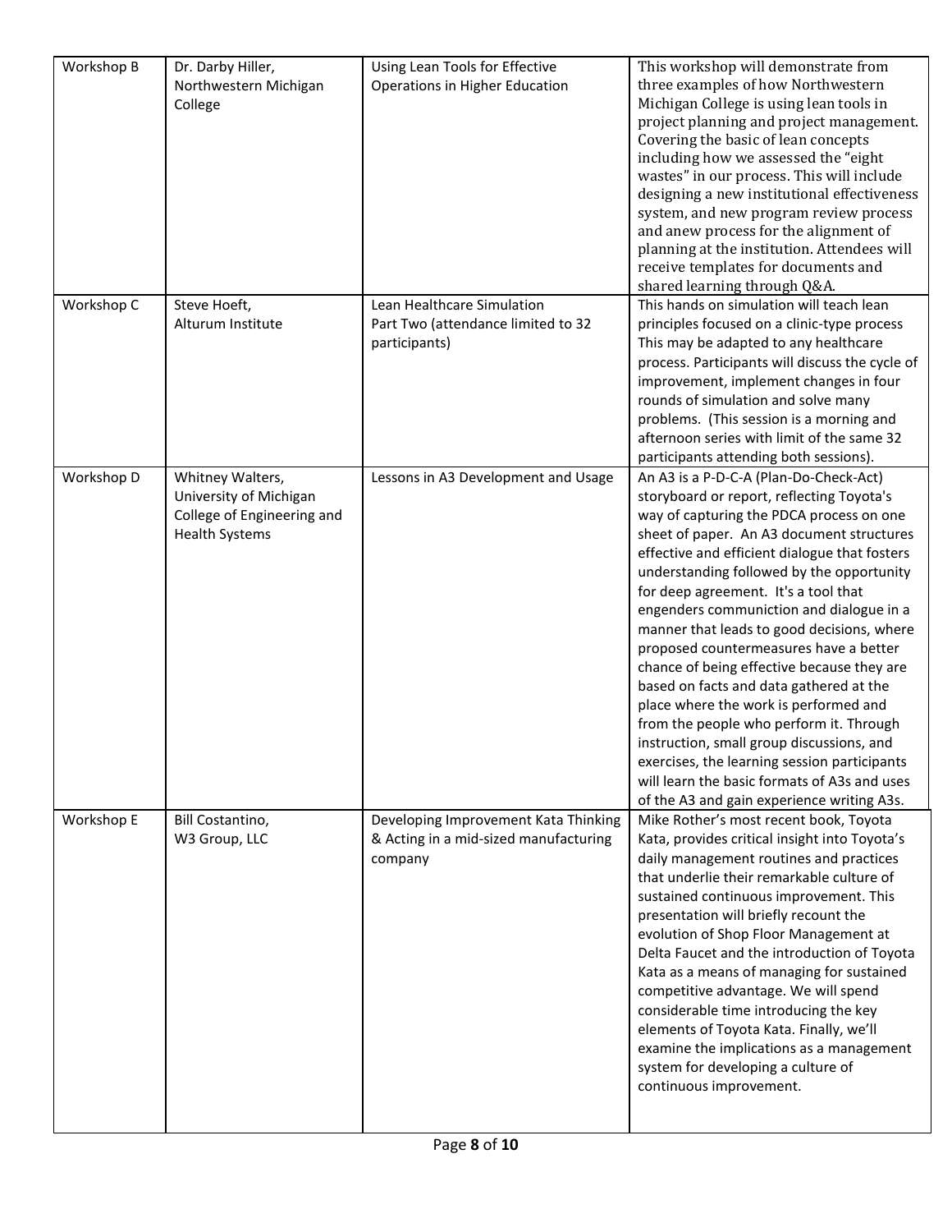| Workshop B | Dr. Darby Hiller, Northwestern Michigan College | Using Lean Tools for Effective Operations in Higher Education | This workshop will demonstrate from three examples of how Northwestern Michigan College is using lean tools in project planning and project management. Covering the basic of lean concepts including how we assessed the "eight wastes" in our process. This will include designing a new institutional effectiveness system, and new program review process and anew process for the alignment of planning at the institution. Attendees will receive templates for documents and shared learning through Q&A. |
|---|---|---|---|
| Workshop C | Steve Hoeft, Alturum Institute | Lean Healthcare Simulation Part Two (attendance limited to 32 participants) | This hands on simulation will teach lean principles focused on a clinic-type process This may be adapted to any healthcare process. Participants will discuss the cycle of improvement, implement changes in four rounds of simulation and solve many problems. (This session is a morning and afternoon series with limit of the same 32 participants attending both sessions). |
| Workshop D | Whitney Walters, University of Michigan College of Engineering and Health Systems | Lessons in A3 Development and Usage | An A3 is a P-D-C-A (Plan-Do-Check-Act) storyboard or report, reflecting Toyota's way of capturing the PDCA process on one sheet of paper. An A3 document structures effective and efficient dialogue that fosters understanding followed by the opportunity for deep agreement. It's a tool that engenders communiction and dialogue in a manner that leads to good decisions, where proposed countermeasures have a better chance of being effective because they are based on facts and data gathered at the place where the work is performed and from the people who perform it. Through instruction, small group discussions, and exercises, the learning session participants will learn the basic formats of A3s and uses of the A3 and gain experience writing A3s. |
| Workshop E | Bill Costantino, W3 Group, LLC | Developing Improvement Kata Thinking & Acting in a mid-sized manufacturing company | Mike Rother's most recent book, Toyota Kata, provides critical insight into Toyota's daily management routines and practices that underlie their remarkable culture of sustained continuous improvement. This presentation will briefly recount the evolution of Shop Floor Management at Delta Faucet and the introduction of Toyota Kata as a means of managing for sustained competitive advantage. We will spend considerable time introducing the key elements of Toyota Kata. Finally, we'll examine the implications as a management system for developing a culture of continuous improvement. |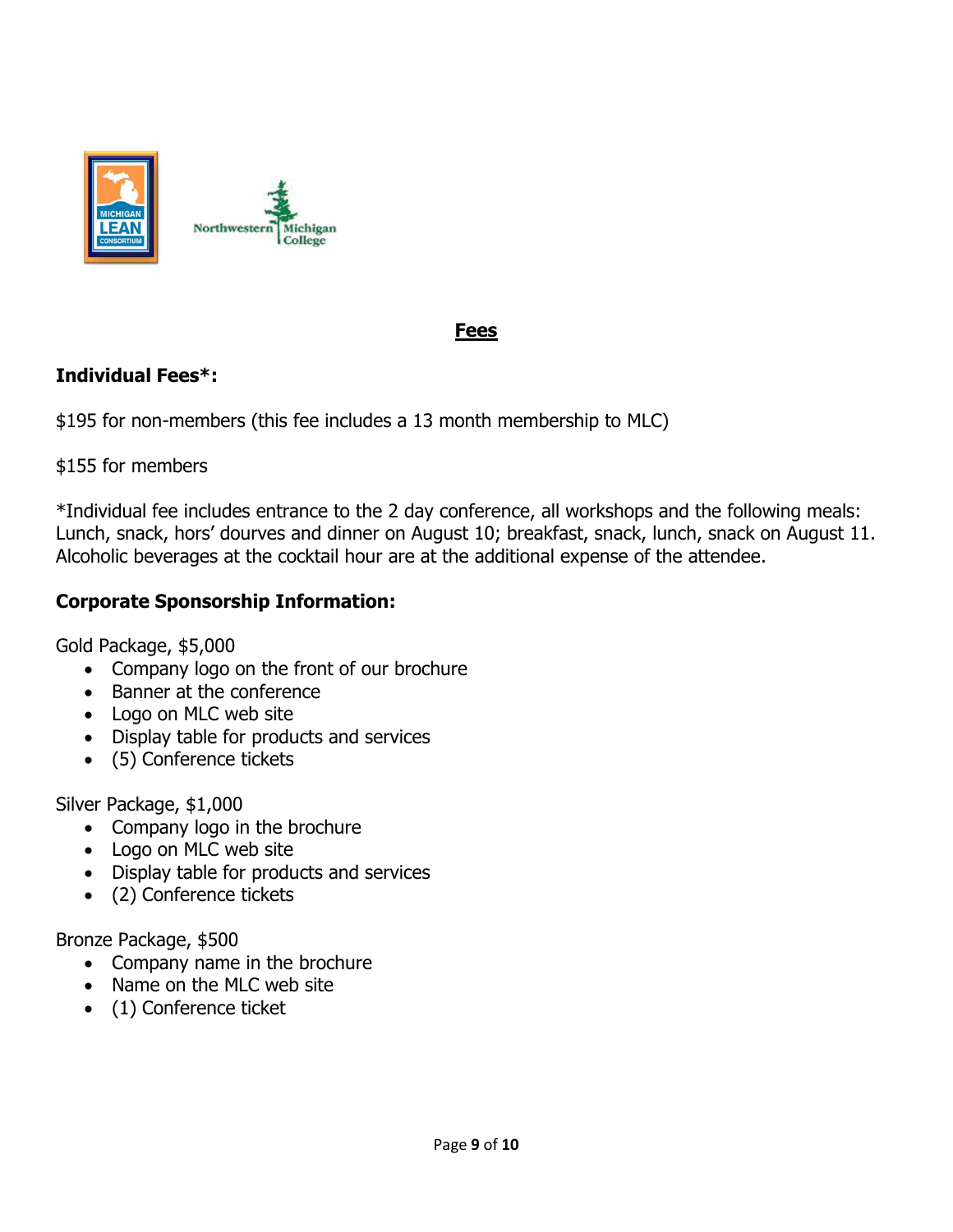## Fees

**Individual Fees*:**

$195 for non-members (this fee includes a 13 month membership to MLC)

$155 for members

*Individual fee includes entrance to the 2 day conference, all workshops and the following meals: Lunch, snack, hors' dourves and dinner on August 10; breakfast, snack, lunch, snack on August 11. Alcoholic beverages at the cocktail hour are at the additional expense of the attendee.

**Corporate Sponsorship Information:**

Gold Package, $5,000

- Company logo on the front of our brochure
- Banner at the conference
- Logo on MLC web site
- Display table for products and services
- (5) Conference tickets

Silver Package, $1,000

- Company logo in the brochure
- Logo on MLC web site
- Display table for products and services
- (2) Conference tickets

Bronze Package, $500

- Company name in the brochure
- Name on the MLC web site
- (1) Conference ticket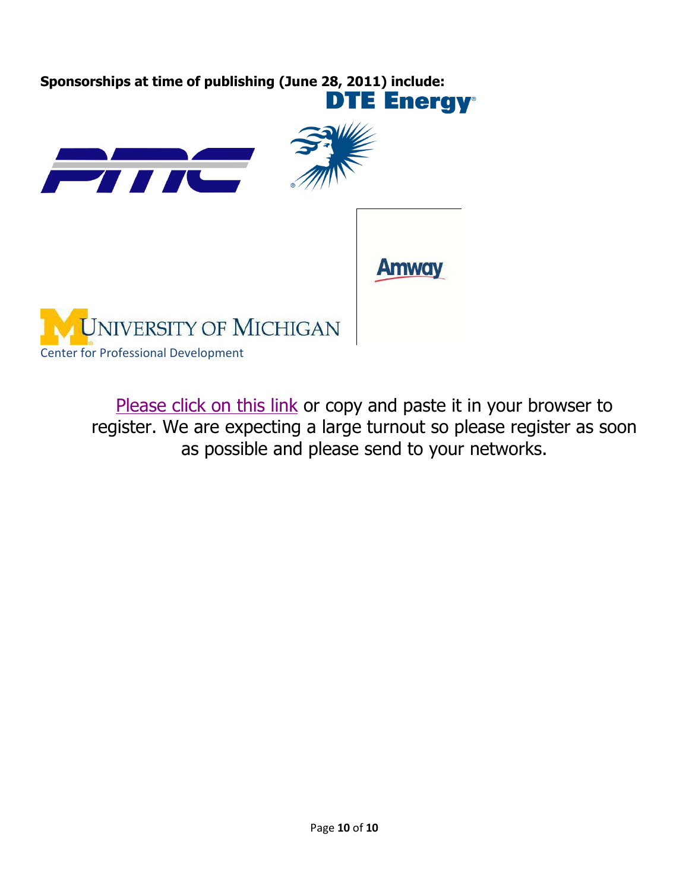**Sponsorships at time of publishing (June 28, 2011) include:**

DTE Energy

PMC

Amway

University of Michigan
Center for Professional Development

Please click on this link or copy and paste it in your browser to register. We are expecting a large turnout so please register as soon as possible and please send to your networks.